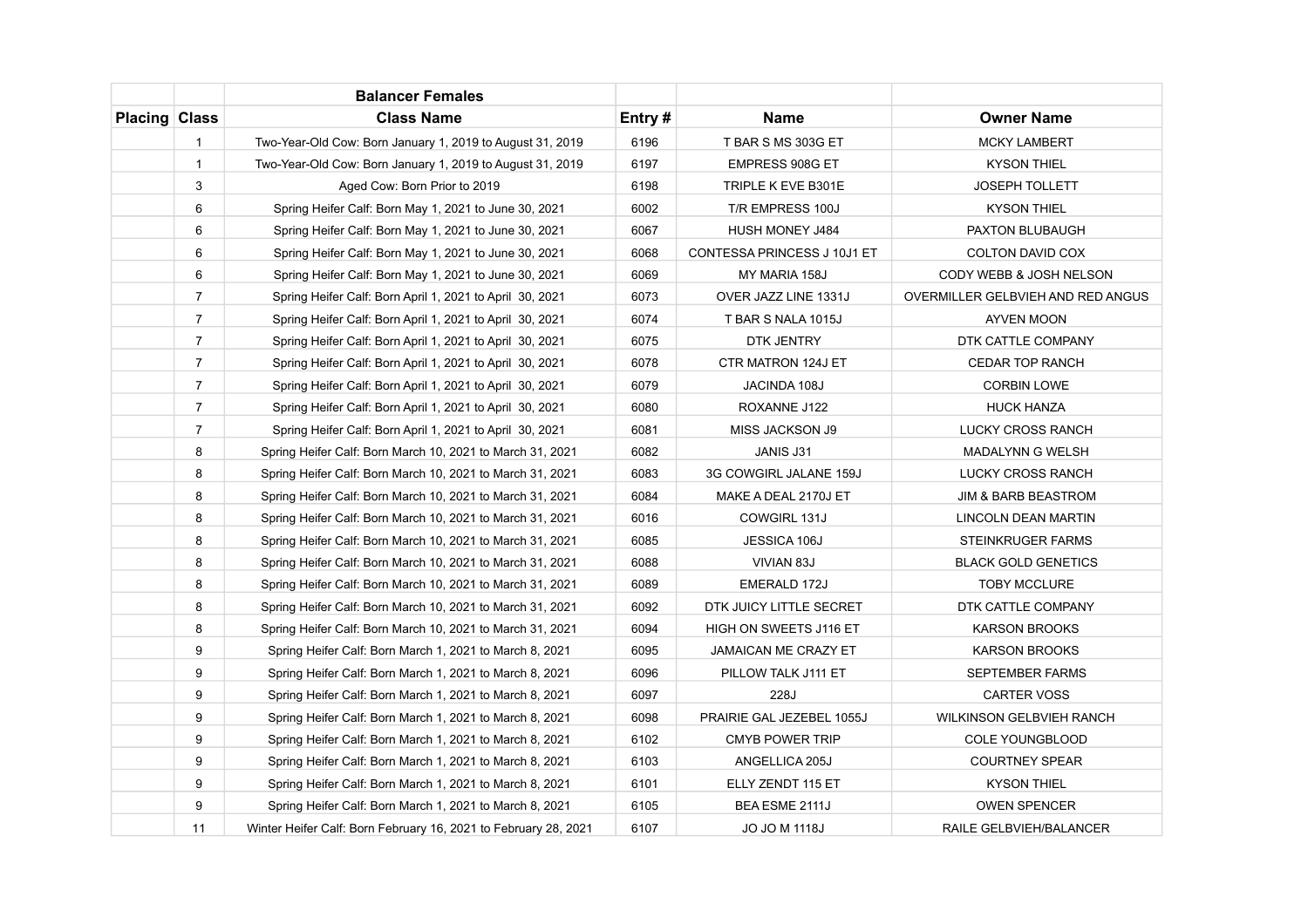| | | Balancer Females | | | |
|---|---|---|---|---|---|
| **Placing** | **Class** | **Class Name** | **Entry #** | **Name** | **Owner Name** |
| | 1 | Two-Year-Old Cow: Born January 1, 2019 to August 31, 2019 | 6196 | T BAR S MS 303G ET | MCKY LAMBERT |
| | 1 | Two-Year-Old Cow: Born January 1, 2019 to August 31, 2019 | 6197 | EMPRESS 908G ET | KYSON THIEL |
| | 3 | Aged Cow: Born Prior to 2019 | 6198 | TRIPLE K EVE B301E | JOSEPH TOLLETT |
| | 6 | Spring Heifer Calf: Born May 1, 2021 to June 30, 2021 | 6002 | T/R EMPRESS 100J | KYSON THIEL |
| | 6 | Spring Heifer Calf: Born May 1, 2021 to June 30, 2021 | 6067 | HUSH MONEY J484 | PAXTON BLUBAUGH |
| | 6 | Spring Heifer Calf: Born May 1, 2021 to June 30, 2021 | 6068 | CONTESSA PRINCESS J 10J1 ET | COLTON DAVID COX |
| | 6 | Spring Heifer Calf: Born May 1, 2021 to June 30, 2021 | 6069 | MY MARIA 158J | CODY WEBB & JOSH NELSON |
| | 7 | Spring Heifer Calf: Born April 1, 2021 to April 30, 2021 | 6073 | OVER JAZZ LINE 1331J | OVERMILLER GELBVIEH AND RED ANGUS |
| | 7 | Spring Heifer Calf: Born April 1, 2021 to April 30, 2021 | 6074 | T BAR S NALA 1015J | AYVEN MOON |
| | 7 | Spring Heifer Calf: Born April 1, 2021 to April 30, 2021 | 6075 | DTK JENTRY | DTK CATTLE COMPANY |
| | 7 | Spring Heifer Calf: Born April 1, 2021 to April 30, 2021 | 6078 | CTR MATRON 124J ET | CEDAR TOP RANCH |
| | 7 | Spring Heifer Calf: Born April 1, 2021 to April 30, 2021 | 6079 | JACINDA 108J | CORBIN LOWE |
| | 7 | Spring Heifer Calf: Born April 1, 2021 to April 30, 2021 | 6080 | ROXANNE J122 | HUCK HANZA |
| | 7 | Spring Heifer Calf: Born April 1, 2021 to April 30, 2021 | 6081 | MISS JACKSON J9 | LUCKY CROSS RANCH |
| | 8 | Spring Heifer Calf: Born March 10, 2021 to March 31, 2021 | 6082 | JANIS J31 | MADALYNN G WELSH |
| | 8 | Spring Heifer Calf: Born March 10, 2021 to March 31, 2021 | 6083 | 3G COWGIRL JALANE 159J | LUCKY CROSS RANCH |
| | 8 | Spring Heifer Calf: Born March 10, 2021 to March 31, 2021 | 6084 | MAKE A DEAL 2170J ET | JIM & BARB BEASTROM |
| | 8 | Spring Heifer Calf: Born March 10, 2021 to March 31, 2021 | 6016 | COWGIRL 131J | LINCOLN DEAN MARTIN |
| | 8 | Spring Heifer Calf: Born March 10, 2021 to March 31, 2021 | 6085 | JESSICA 106J | STEINKRUGER FARMS |
| | 8 | Spring Heifer Calf: Born March 10, 2021 to March 31, 2021 | 6088 | VIVIAN 83J | BLACK GOLD GENETICS |
| | 8 | Spring Heifer Calf: Born March 10, 2021 to March 31, 2021 | 6089 | EMERALD 172J | TOBY MCCLURE |
| | 8 | Spring Heifer Calf: Born March 10, 2021 to March 31, 2021 | 6092 | DTK JUICY LITTLE SECRET | DTK CATTLE COMPANY |
| | 8 | Spring Heifer Calf: Born March 10, 2021 to March 31, 2021 | 6094 | HIGH ON SWEETS J116 ET | KARSON BROOKS |
| | 9 | Spring Heifer Calf: Born March 1, 2021 to March 8, 2021 | 6095 | JAMAICAN ME CRAZY ET | KARSON BROOKS |
| | 9 | Spring Heifer Calf: Born March 1, 2021 to March 8, 2021 | 6096 | PILLOW TALK J111 ET | SEPTEMBER FARMS |
| | 9 | Spring Heifer Calf: Born March 1, 2021 to March 8, 2021 | 6097 | 228J | CARTER VOSS |
| | 9 | Spring Heifer Calf: Born March 1, 2021 to March 8, 2021 | 6098 | PRAIRIE GAL JEZEBEL 1055J | WILKINSON GELBVIEH RANCH |
| | 9 | Spring Heifer Calf: Born March 1, 2021 to March 8, 2021 | 6102 | CMYB POWER TRIP | COLE YOUNGBLOOD |
| | 9 | Spring Heifer Calf: Born March 1, 2021 to March 8, 2021 | 6103 | ANGELLICA 205J | COURTNEY SPEAR |
| | 9 | Spring Heifer Calf: Born March 1, 2021 to March 8, 2021 | 6101 | ELLY ZENDT 115 ET | KYSON THIEL |
| | 9 | Spring Heifer Calf: Born March 1, 2021 to March 8, 2021 | 6105 | BEA ESME 2111J | OWEN SPENCER |
| | 11 | Winter Heifer Calf: Born February 16, 2021 to February 28, 2021 | 6107 | JO JO M 1118J | RAILE GELBVIEH/BALANCER |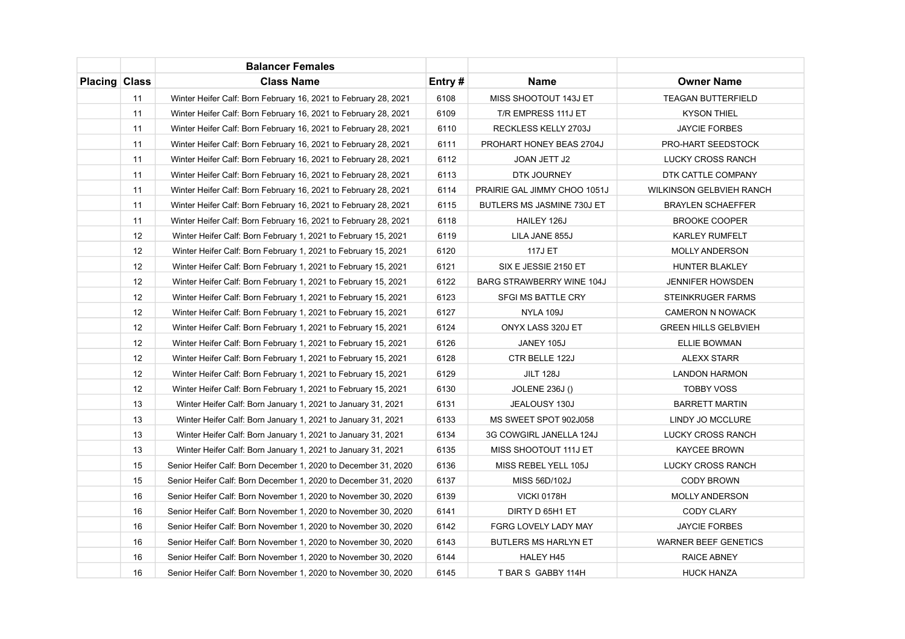| | | Balancer Females | | | |
|---|---|---|---|---|---|
| **Placing** | **Class** | **Class Name** | **Entry #** | **Name** | **Owner Name** |
| | 11 | Winter Heifer Calf: Born February 16, 2021 to February 28, 2021 | 6108 | MISS SHOOTOUT 143J ET | TEAGAN BUTTERFIELD |
| | 11 | Winter Heifer Calf: Born February 16, 2021 to February 28, 2021 | 6109 | T/R EMPRESS 111J ET | KYSON THIEL |
| | 11 | Winter Heifer Calf: Born February 16, 2021 to February 28, 2021 | 6110 | RECKLESS KELLY 2703J | JAYCIE FORBES |
| | 11 | Winter Heifer Calf: Born February 16, 2021 to February 28, 2021 | 6111 | PROHART HONEY BEAS 2704J | PRO-HART SEEDSTOCK |
| | 11 | Winter Heifer Calf: Born February 16, 2021 to February 28, 2021 | 6112 | JOAN JETT J2 | LUCKY CROSS RANCH |
| | 11 | Winter Heifer Calf: Born February 16, 2021 to February 28, 2021 | 6113 | DTK JOURNEY | DTK CATTLE COMPANY |
| | 11 | Winter Heifer Calf: Born February 16, 2021 to February 28, 2021 | 6114 | PRAIRIE GAL JIMMY CHOO 1051J | WILKINSON GELBVIEH RANCH |
| | 11 | Winter Heifer Calf: Born February 16, 2021 to February 28, 2021 | 6115 | BUTLERS MS JASMINE 730J ET | BRAYLEN SCHAEFFER |
| | 11 | Winter Heifer Calf: Born February 16, 2021 to February 28, 2021 | 6118 | HAILEY 126J | BROOKE COOPER |
| | 12 | Winter Heifer Calf: Born February 1, 2021 to February 15, 2021 | 6119 | LILA JANE 855J | KARLEY RUMFELT |
| | 12 | Winter Heifer Calf: Born February 1, 2021 to February 15, 2021 | 6120 | 117J ET | MOLLY ANDERSON |
| | 12 | Winter Heifer Calf: Born February 1, 2021 to February 15, 2021 | 6121 | SIX E JESSIE 2150 ET | HUNTER BLAKLEY |
| | 12 | Winter Heifer Calf: Born February 1, 2021 to February 15, 2021 | 6122 | BARG STRAWBERRY WINE 104J | JENNIFER HOWSDEN |
| | 12 | Winter Heifer Calf: Born February 1, 2021 to February 15, 2021 | 6123 | SFGI MS BATTLE CRY | STEINKRUGER FARMS |
| | 12 | Winter Heifer Calf: Born February 1, 2021 to February 15, 2021 | 6127 | NYLA 109J | CAMERON N NOWACK |
| | 12 | Winter Heifer Calf: Born February 1, 2021 to February 15, 2021 | 6124 | ONYX LASS 320J ET | GREEN HILLS GELBVIEH |
| | 12 | Winter Heifer Calf: Born February 1, 2021 to February 15, 2021 | 6126 | JANEY 105J | ELLIE BOWMAN |
| | 12 | Winter Heifer Calf: Born February 1, 2021 to February 15, 2021 | 6128 | CTR BELLE 122J | ALEXX STARR |
| | 12 | Winter Heifer Calf: Born February 1, 2021 to February 15, 2021 | 6129 | JILT 128J | LANDON HARMON |
| | 12 | Winter Heifer Calf: Born February 1, 2021 to February 15, 2021 | 6130 | JOLENE 236J () | TOBBY VOSS |
| | 13 | Winter Heifer Calf: Born January 1, 2021 to January 31, 2021 | 6131 | JEALOUSY 130J | BARRETT MARTIN |
| | 13 | Winter Heifer Calf: Born January 1, 2021 to January 31, 2021 | 6133 | MS SWEET SPOT 902J058 | LINDY JO MCCLURE |
| | 13 | Winter Heifer Calf: Born January 1, 2021 to January 31, 2021 | 6134 | 3G COWGIRL JANELLA 124J | LUCKY CROSS RANCH |
| | 13 | Winter Heifer Calf: Born January 1, 2021 to January 31, 2021 | 6135 | MISS SHOOTOUT 111J ET | KAYCEE BROWN |
| | 15 | Senior Heifer Calf: Born December 1, 2020 to December 31, 2020 | 6136 | MISS REBEL YELL 105J | LUCKY CROSS RANCH |
| | 15 | Senior Heifer Calf: Born December 1, 2020 to December 31, 2020 | 6137 | MISS 56D/102J | CODY BROWN |
| | 16 | Senior Heifer Calf: Born November 1, 2020 to November 30, 2020 | 6139 | VICKI 0178H | MOLLY ANDERSON |
| | 16 | Senior Heifer Calf: Born November 1, 2020 to November 30, 2020 | 6141 | DIRTY D 65H1 ET | CODY CLARY |
| | 16 | Senior Heifer Calf: Born November 1, 2020 to November 30, 2020 | 6142 | FGRG LOVELY LADY MAY | JAYCIE FORBES |
| | 16 | Senior Heifer Calf: Born November 1, 2020 to November 30, 2020 | 6143 | BUTLERS MS HARLYN ET | WARNER BEEF GENETICS |
| | 16 | Senior Heifer Calf: Born November 1, 2020 to November 30, 2020 | 6144 | HALEY H45 | RAICE ABNEY |
| | 16 | Senior Heifer Calf: Born November 1, 2020 to November 30, 2020 | 6145 | T BAR S GABBY 114H | HUCK HANZA |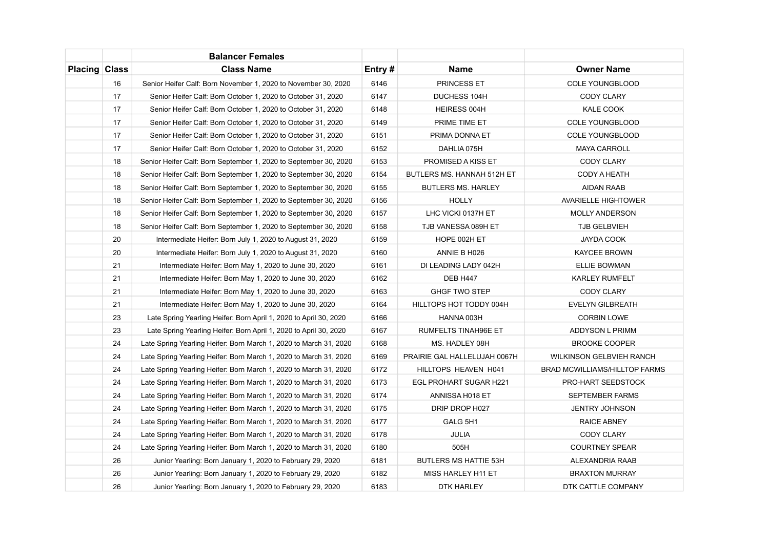| | | Balancer Females | | | |
|---|---|---|---|---|---|
| **Placing** | **Class** | **Class Name** | **Entry #** | **Name** | **Owner Name** |
| | 16 | Senior Heifer Calf: Born November 1, 2020 to November 30, 2020 | 6146 | PRINCESS ET | COLE YOUNGBLOOD |
| | 17 | Senior Heifer Calf: Born October 1, 2020 to October 31, 2020 | 6147 | DUCHESS 104H | CODY CLARY |
| | 17 | Senior Heifer Calf: Born October 1, 2020 to October 31, 2020 | 6148 | HEIRESS 004H | KALE COOK |
| | 17 | Senior Heifer Calf: Born October 1, 2020 to October 31, 2020 | 6149 | PRIME TIME ET | COLE YOUNGBLOOD |
| | 17 | Senior Heifer Calf: Born October 1, 2020 to October 31, 2020 | 6151 | PRIMA DONNA ET | COLE YOUNGBLOOD |
| | 17 | Senior Heifer Calf: Born October 1, 2020 to October 31, 2020 | 6152 | DAHLIA 075H | MAYA CARROLL |
| | 18 | Senior Heifer Calf: Born September 1, 2020 to September 30, 2020 | 6153 | PROMISED A KISS ET | CODY CLARY |
| | 18 | Senior Heifer Calf: Born September 1, 2020 to September 30, 2020 | 6154 | BUTLERS MS. HANNAH 512H ET | CODY A HEATH |
| | 18 | Senior Heifer Calf: Born September 1, 2020 to September 30, 2020 | 6155 | BUTLERS MS. HARLEY | AIDAN RAAB |
| | 18 | Senior Heifer Calf: Born September 1, 2020 to September 30, 2020 | 6156 | HOLLY | AVARIELLE HIGHTOWER |
| | 18 | Senior Heifer Calf: Born September 1, 2020 to September 30, 2020 | 6157 | LHC VICKI 0137H ET | MOLLY ANDERSON |
| | 18 | Senior Heifer Calf: Born September 1, 2020 to September 30, 2020 | 6158 | TJB VANESSA 089H ET | TJB GELBVIEH |
| | 20 | Intermediate Heifer: Born July 1, 2020 to August 31, 2020 | 6159 | HOPE 002H ET | JAYDA COOK |
| | 20 | Intermediate Heifer: Born July 1, 2020 to August 31, 2020 | 6160 | ANNIE B H026 | KAYCEE BROWN |
| | 21 | Intermediate Heifer: Born May 1, 2020 to June 30, 2020 | 6161 | DI LEADING LADY 042H | ELLIE BOWMAN |
| | 21 | Intermediate Heifer: Born May 1, 2020 to June 30, 2020 | 6162 | DEB H447 | KARLEY RUMFELT |
| | 21 | Intermediate Heifer: Born May 1, 2020 to June 30, 2020 | 6163 | GHGF TWO STEP | CODY CLARY |
| | 21 | Intermediate Heifer: Born May 1, 2020 to June 30, 2020 | 6164 | HILLTOPS HOT TODDY 004H | EVELYN GILBREATH |
| | 23 | Late Spring Yearling Heifer: Born April 1, 2020 to April 30, 2020 | 6166 | HANNA 003H | CORBIN LOWE |
| | 23 | Late Spring Yearling Heifer: Born April 1, 2020 to April 30, 2020 | 6167 | RUMFELTS TINAH96E ET | ADDYSON L PRIMM |
| | 24 | Late Spring Yearling Heifer: Born March 1, 2020 to March 31, 2020 | 6168 | MS. HADLEY 08H | BROOKE COOPER |
| | 24 | Late Spring Yearling Heifer: Born March 1, 2020 to March 31, 2020 | 6169 | PRAIRIE GAL HALLELUJAH 0067H | WILKINSON GELBVIEH RANCH |
| | 24 | Late Spring Yearling Heifer: Born March 1, 2020 to March 31, 2020 | 6172 | HILLTOPS HEAVEN H041 | BRAD MCWILLIAMS/HILLTOP FARMS |
| | 24 | Late Spring Yearling Heifer: Born March 1, 2020 to March 31, 2020 | 6173 | EGL PROHART SUGAR H221 | PRO-HART SEEDSTOCK |
| | 24 | Late Spring Yearling Heifer: Born March 1, 2020 to March 31, 2020 | 6174 | ANNISSA H018 ET | SEPTEMBER FARMS |
| | 24 | Late Spring Yearling Heifer: Born March 1, 2020 to March 31, 2020 | 6175 | DRIP DROP H027 | JENTRY JOHNSON |
| | 24 | Late Spring Yearling Heifer: Born March 1, 2020 to March 31, 2020 | 6177 | GALG 5H1 | RAICE ABNEY |
| | 24 | Late Spring Yearling Heifer: Born March 1, 2020 to March 31, 2020 | 6178 | JULIA | CODY CLARY |
| | 24 | Late Spring Yearling Heifer: Born March 1, 2020 to March 31, 2020 | 6180 | 505H | COURTNEY SPEAR |
| | 26 | Junior Yearling: Born January 1, 2020 to February 29, 2020 | 6181 | BUTLERS MS HATTIE 53H | ALEXANDRIA RAAB |
| | 26 | Junior Yearling: Born January 1, 2020 to February 29, 2020 | 6182 | MISS HARLEY H11 ET | BRAXTON MURRAY |
| | 26 | Junior Yearling: Born January 1, 2020 to February 29, 2020 | 6183 | DTK HARLEY | DTK CATTLE COMPANY |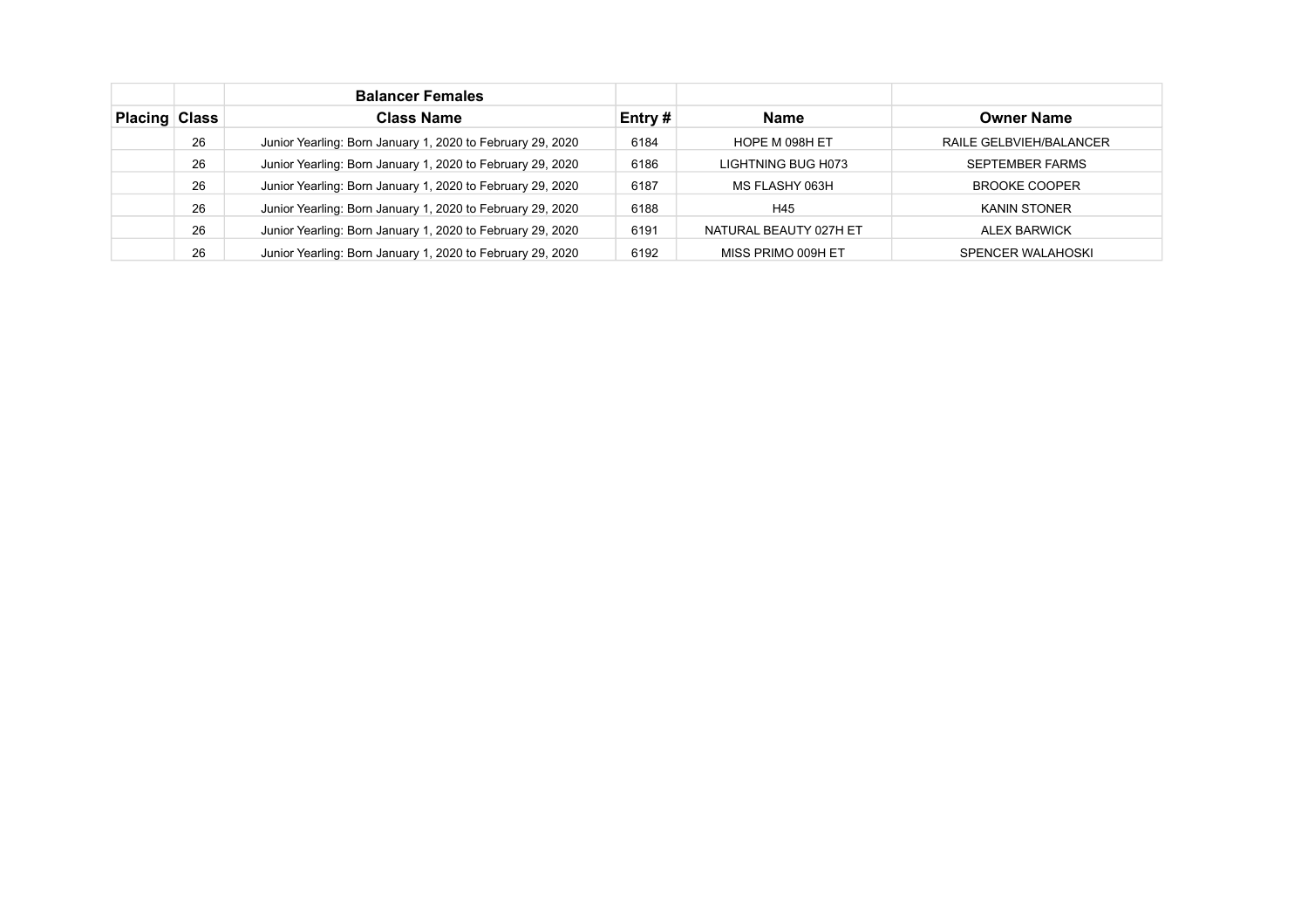| | | Balancer Females | | | |
|---|---|---|---|---|---|
| **Placing** | **Class** | **Class Name** | **Entry #** | **Name** | **Owner Name** |
| | 26 | Junior Yearling: Born January 1, 2020 to February 29, 2020 | 6184 | HOPE M 098H ET | RAILE GELBVIEH/BALANCER |
| | 26 | Junior Yearling: Born January 1, 2020 to February 29, 2020 | 6186 | LIGHTNING BUG H073 | SEPTEMBER FARMS |
| | 26 | Junior Yearling: Born January 1, 2020 to February 29, 2020 | 6187 | MS FLASHY 063H | BROOKE COOPER |
| | 26 | Junior Yearling: Born January 1, 2020 to February 29, 2020 | 6188 | H45 | KANIN STONER |
| | 26 | Junior Yearling: Born January 1, 2020 to February 29, 2020 | 6191 | NATURAL BEAUTY 027H ET | ALEX BARWICK |
| | 26 | Junior Yearling: Born January 1, 2020 to February 29, 2020 | 6192 | MISS PRIMO 009H ET | SPENCER WALAHOSKI |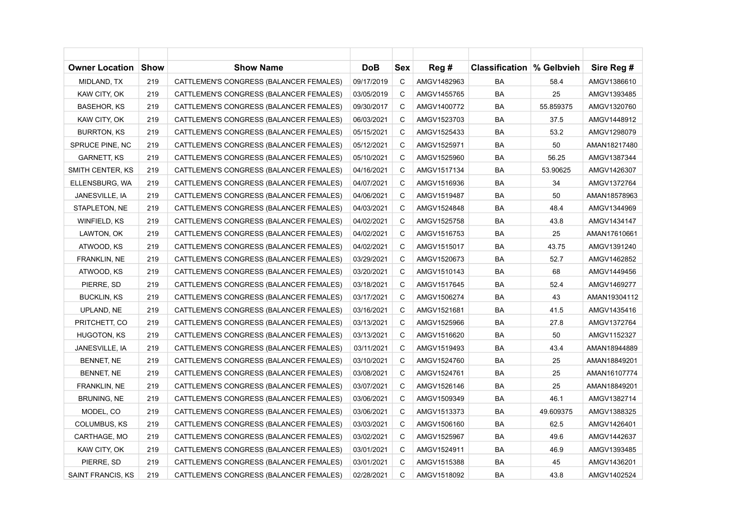| Owner Location | Show | Show Name | DoB | Sex | Reg # | Classification | % Gelbvieh | Sire Reg # |
|---|---|---|---|---|---|---|---|---|
| MIDLAND, TX | 219 | CATTLEMEN'S CONGRESS (BALANCER FEMALES) | 09/17/2019 | C | AMGV1482963 | BA | 58.4 | AMGV1386610 |
| KAW CITY, OK | 219 | CATTLEMEN'S CONGRESS (BALANCER FEMALES) | 03/05/2019 | C | AMGV1455765 | BA | 25 | AMGV1393485 |
| BASEHOR, KS | 219 | CATTLEMEN'S CONGRESS (BALANCER FEMALES) | 09/30/2017 | C | AMGV1400772 | BA | 55.859375 | AMGV1320760 |
| KAW CITY, OK | 219 | CATTLEMEN'S CONGRESS (BALANCER FEMALES) | 06/03/2021 | C | AMGV1523703 | BA | 37.5 | AMGV1448912 |
| BURRTON, KS | 219 | CATTLEMEN'S CONGRESS (BALANCER FEMALES) | 05/15/2021 | C | AMGV1525433 | BA | 53.2 | AMGV1298079 |
| SPRUCE PINE, NC | 219 | CATTLEMEN'S CONGRESS (BALANCER FEMALES) | 05/12/2021 | C | AMGV1525971 | BA | 50 | AMAN18217480 |
| GARNETT, KS | 219 | CATTLEMEN'S CONGRESS (BALANCER FEMALES) | 05/10/2021 | C | AMGV1525960 | BA | 56.25 | AMGV1387344 |
| SMITH CENTER, KS | 219 | CATTLEMEN'S CONGRESS (BALANCER FEMALES) | 04/16/2021 | C | AMGV1517134 | BA | 53.90625 | AMGV1426307 |
| ELLENSBURG, WA | 219 | CATTLEMEN'S CONGRESS (BALANCER FEMALES) | 04/07/2021 | C | AMGV1516936 | BA | 34 | AMGV1372764 |
| JANESVILLE, IA | 219 | CATTLEMEN'S CONGRESS (BALANCER FEMALES) | 04/06/2021 | C | AMGV1519487 | BA | 50 | AMAN18578963 |
| STAPLETON, NE | 219 | CATTLEMEN'S CONGRESS (BALANCER FEMALES) | 04/03/2021 | C | AMGV1524848 | BA | 48.4 | AMGV1344969 |
| WINFIELD, KS | 219 | CATTLEMEN'S CONGRESS (BALANCER FEMALES) | 04/02/2021 | C | AMGV1525758 | BA | 43.8 | AMGV1434147 |
| LAWTON, OK | 219 | CATTLEMEN'S CONGRESS (BALANCER FEMALES) | 04/02/2021 | C | AMGV1516753 | BA | 25 | AMAN17610661 |
| ATWOOD, KS | 219 | CATTLEMEN'S CONGRESS (BALANCER FEMALES) | 04/02/2021 | C | AMGV1515017 | BA | 43.75 | AMGV1391240 |
| FRANKLIN, NE | 219 | CATTLEMEN'S CONGRESS (BALANCER FEMALES) | 03/29/2021 | C | AMGV1520673 | BA | 52.7 | AMGV1462852 |
| ATWOOD, KS | 219 | CATTLEMEN'S CONGRESS (BALANCER FEMALES) | 03/20/2021 | C | AMGV1510143 | BA | 68 | AMGV1449456 |
| PIERRE, SD | 219 | CATTLEMEN'S CONGRESS (BALANCER FEMALES) | 03/18/2021 | C | AMGV1517645 | BA | 52.4 | AMGV1469277 |
| BUCKLIN, KS | 219 | CATTLEMEN'S CONGRESS (BALANCER FEMALES) | 03/17/2021 | C | AMGV1506274 | BA | 43 | AMAN19304112 |
| UPLAND, NE | 219 | CATTLEMEN'S CONGRESS (BALANCER FEMALES) | 03/16/2021 | C | AMGV1521681 | BA | 41.5 | AMGV1435416 |
| PRITCHETT, CO | 219 | CATTLEMEN'S CONGRESS (BALANCER FEMALES) | 03/13/2021 | C | AMGV1525966 | BA | 27.8 | AMGV1372764 |
| HUGOTON, KS | 219 | CATTLEMEN'S CONGRESS (BALANCER FEMALES) | 03/13/2021 | C | AMGV1516620 | BA | 50 | AMGV1152327 |
| JANESVILLE, IA | 219 | CATTLEMEN'S CONGRESS (BALANCER FEMALES) | 03/11/2021 | C | AMGV1519493 | BA | 43.4 | AMAN18944889 |
| BENNET, NE | 219 | CATTLEMEN'S CONGRESS (BALANCER FEMALES) | 03/10/2021 | C | AMGV1524760 | BA | 25 | AMAN18849201 |
| BENNET, NE | 219 | CATTLEMEN'S CONGRESS (BALANCER FEMALES) | 03/08/2021 | C | AMGV1524761 | BA | 25 | AMAN16107774 |
| FRANKLIN, NE | 219 | CATTLEMEN'S CONGRESS (BALANCER FEMALES) | 03/07/2021 | C | AMGV1526146 | BA | 25 | AMAN18849201 |
| BRUNING, NE | 219 | CATTLEMEN'S CONGRESS (BALANCER FEMALES) | 03/06/2021 | C | AMGV1509349 | BA | 46.1 | AMGV1382714 |
| MODEL, CO | 219 | CATTLEMEN'S CONGRESS (BALANCER FEMALES) | 03/06/2021 | C | AMGV1513373 | BA | 49.609375 | AMGV1388325 |
| COLUMBUS, KS | 219 | CATTLEMEN'S CONGRESS (BALANCER FEMALES) | 03/03/2021 | C | AMGV1506160 | BA | 62.5 | AMGV1426401 |
| CARTHAGE, MO | 219 | CATTLEMEN'S CONGRESS (BALANCER FEMALES) | 03/02/2021 | C | AMGV1525967 | BA | 49.6 | AMGV1442637 |
| KAW CITY, OK | 219 | CATTLEMEN'S CONGRESS (BALANCER FEMALES) | 03/01/2021 | C | AMGV1524911 | BA | 46.9 | AMGV1393485 |
| PIERRE, SD | 219 | CATTLEMEN'S CONGRESS (BALANCER FEMALES) | 03/01/2021 | C | AMGV1515388 | BA | 45 | AMGV1436201 |
| SAINT FRANCIS, KS | 219 | CATTLEMEN'S CONGRESS (BALANCER FEMALES) | 02/28/2021 | C | AMGV1518092 | BA | 43.8 | AMGV1402524 |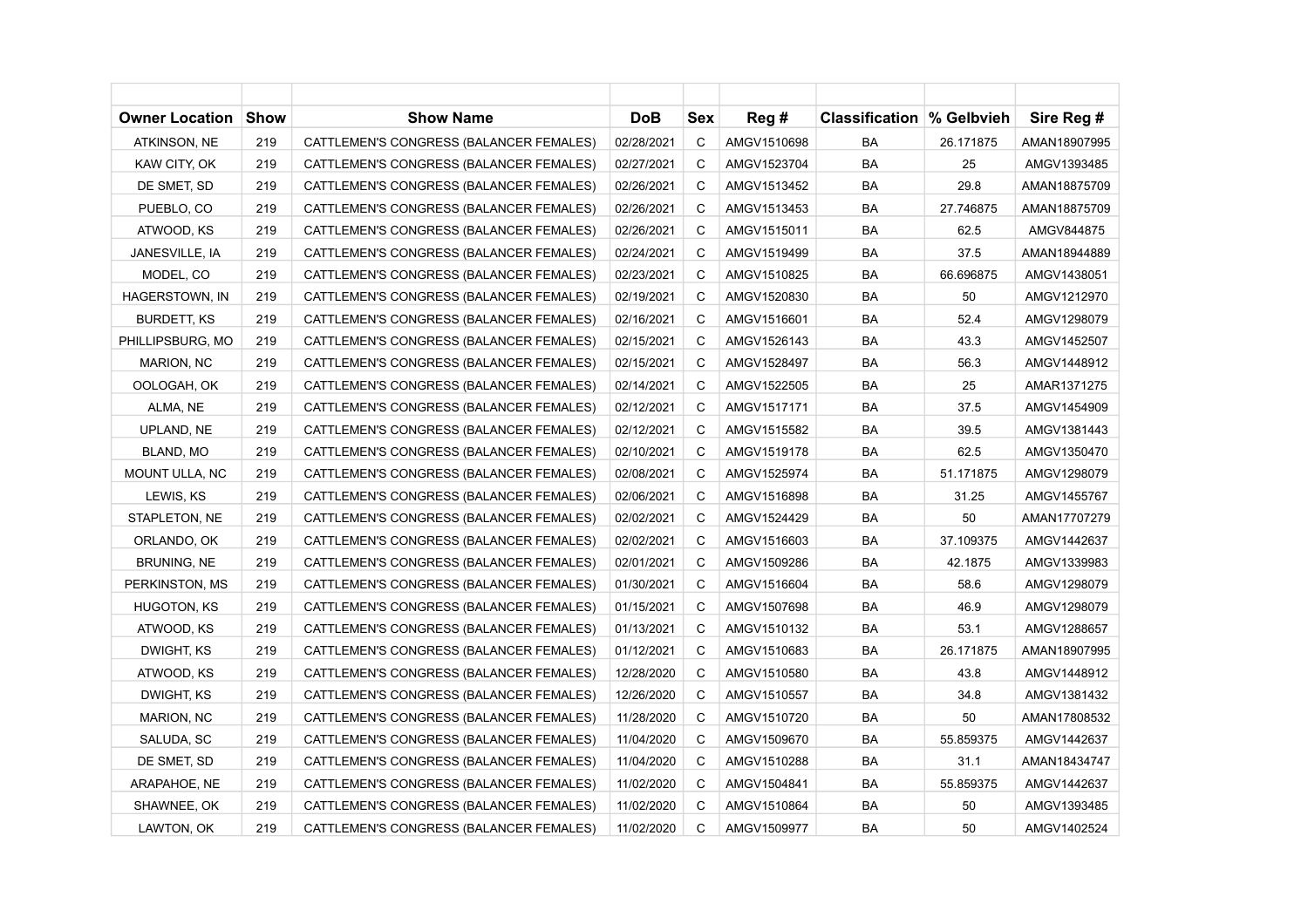| Owner Location | Show | Show Name | DoB | Sex | Reg # | Classification | % Gelbvieh | Sire Reg # |
|---|---|---|---|---|---|---|---|---|
| ATKINSON, NE | 219 | CATTLEMEN'S CONGRESS (BALANCER FEMALES) | 02/28/2021 | C | AMGV1510698 | BA | 26.171875 | AMAN18907995 |
| KAW CITY, OK | 219 | CATTLEMEN'S CONGRESS (BALANCER FEMALES) | 02/27/2021 | C | AMGV1523704 | BA | 25 | AMGV1393485 |
| DE SMET, SD | 219 | CATTLEMEN'S CONGRESS (BALANCER FEMALES) | 02/26/2021 | C | AMGV1513452 | BA | 29.8 | AMAN18875709 |
| PUEBLO, CO | 219 | CATTLEMEN'S CONGRESS (BALANCER FEMALES) | 02/26/2021 | C | AMGV1513453 | BA | 27.746875 | AMAN18875709 |
| ATWOOD, KS | 219 | CATTLEMEN'S CONGRESS (BALANCER FEMALES) | 02/26/2021 | C | AMGV1515011 | BA | 62.5 | AMGV844875 |
| JANESVILLE, IA | 219 | CATTLEMEN'S CONGRESS (BALANCER FEMALES) | 02/24/2021 | C | AMGV1519499 | BA | 37.5 | AMAN18944889 |
| MODEL, CO | 219 | CATTLEMEN'S CONGRESS (BALANCER FEMALES) | 02/23/2021 | C | AMGV1510825 | BA | 66.696875 | AMGV1438051 |
| HAGERSTOWN, IN | 219 | CATTLEMEN'S CONGRESS (BALANCER FEMALES) | 02/19/2021 | C | AMGV1520830 | BA | 50 | AMGV1212970 |
| BURDETT, KS | 219 | CATTLEMEN'S CONGRESS (BALANCER FEMALES) | 02/16/2021 | C | AMGV1516601 | BA | 52.4 | AMGV1298079 |
| PHILLIPSBURG, MO | 219 | CATTLEMEN'S CONGRESS (BALANCER FEMALES) | 02/15/2021 | C | AMGV1526143 | BA | 43.3 | AMGV1452507 |
| MARION, NC | 219 | CATTLEMEN'S CONGRESS (BALANCER FEMALES) | 02/15/2021 | C | AMGV1528497 | BA | 56.3 | AMGV1448912 |
| OOLOGAH, OK | 219 | CATTLEMEN'S CONGRESS (BALANCER FEMALES) | 02/14/2021 | C | AMGV1522505 | BA | 25 | AMAR1371275 |
| ALMA, NE | 219 | CATTLEMEN'S CONGRESS (BALANCER FEMALES) | 02/12/2021 | C | AMGV1517171 | BA | 37.5 | AMGV1454909 |
| UPLAND, NE | 219 | CATTLEMEN'S CONGRESS (BALANCER FEMALES) | 02/12/2021 | C | AMGV1515582 | BA | 39.5 | AMGV1381443 |
| BLAND, MO | 219 | CATTLEMEN'S CONGRESS (BALANCER FEMALES) | 02/10/2021 | C | AMGV1519178 | BA | 62.5 | AMGV1350470 |
| MOUNT ULLA, NC | 219 | CATTLEMEN'S CONGRESS (BALANCER FEMALES) | 02/08/2021 | C | AMGV1525974 | BA | 51.171875 | AMGV1298079 |
| LEWIS, KS | 219 | CATTLEMEN'S CONGRESS (BALANCER FEMALES) | 02/06/2021 | C | AMGV1516898 | BA | 31.25 | AMGV1455767 |
| STAPLETON, NE | 219 | CATTLEMEN'S CONGRESS (BALANCER FEMALES) | 02/02/2021 | C | AMGV1524429 | BA | 50 | AMAN17707279 |
| ORLANDO, OK | 219 | CATTLEMEN'S CONGRESS (BALANCER FEMALES) | 02/02/2021 | C | AMGV1516603 | BA | 37.109375 | AMGV1442637 |
| BRUNING, NE | 219 | CATTLEMEN'S CONGRESS (BALANCER FEMALES) | 02/01/2021 | C | AMGV1509286 | BA | 42.1875 | AMGV1339983 |
| PERKINSTON, MS | 219 | CATTLEMEN'S CONGRESS (BALANCER FEMALES) | 01/30/2021 | C | AMGV1516604 | BA | 58.6 | AMGV1298079 |
| HUGOTON, KS | 219 | CATTLEMEN'S CONGRESS (BALANCER FEMALES) | 01/15/2021 | C | AMGV1507698 | BA | 46.9 | AMGV1298079 |
| ATWOOD, KS | 219 | CATTLEMEN'S CONGRESS (BALANCER FEMALES) | 01/13/2021 | C | AMGV1510132 | BA | 53.1 | AMGV1288657 |
| DWIGHT, KS | 219 | CATTLEMEN'S CONGRESS (BALANCER FEMALES) | 01/12/2021 | C | AMGV1510683 | BA | 26.171875 | AMAN18907995 |
| ATWOOD, KS | 219 | CATTLEMEN'S CONGRESS (BALANCER FEMALES) | 12/28/2020 | C | AMGV1510580 | BA | 43.8 | AMGV1448912 |
| DWIGHT, KS | 219 | CATTLEMEN'S CONGRESS (BALANCER FEMALES) | 12/26/2020 | C | AMGV1510557 | BA | 34.8 | AMGV1381432 |
| MARION, NC | 219 | CATTLEMEN'S CONGRESS (BALANCER FEMALES) | 11/28/2020 | C | AMGV1510720 | BA | 50 | AMAN17808532 |
| SALUDA, SC | 219 | CATTLEMEN'S CONGRESS (BALANCER FEMALES) | 11/04/2020 | C | AMGV1509670 | BA | 55.859375 | AMGV1442637 |
| DE SMET, SD | 219 | CATTLEMEN'S CONGRESS (BALANCER FEMALES) | 11/04/2020 | C | AMGV1510288 | BA | 31.1 | AMAN18434747 |
| ARAPAHOE, NE | 219 | CATTLEMEN'S CONGRESS (BALANCER FEMALES) | 11/02/2020 | C | AMGV1504841 | BA | 55.859375 | AMGV1442637 |
| SHAWNEE, OK | 219 | CATTLEMEN'S CONGRESS (BALANCER FEMALES) | 11/02/2020 | C | AMGV1510864 | BA | 50 | AMGV1393485 |
| LAWTON, OK | 219 | CATTLEMEN'S CONGRESS (BALANCER FEMALES) | 11/02/2020 | C | AMGV1509977 | BA | 50 | AMGV1402524 |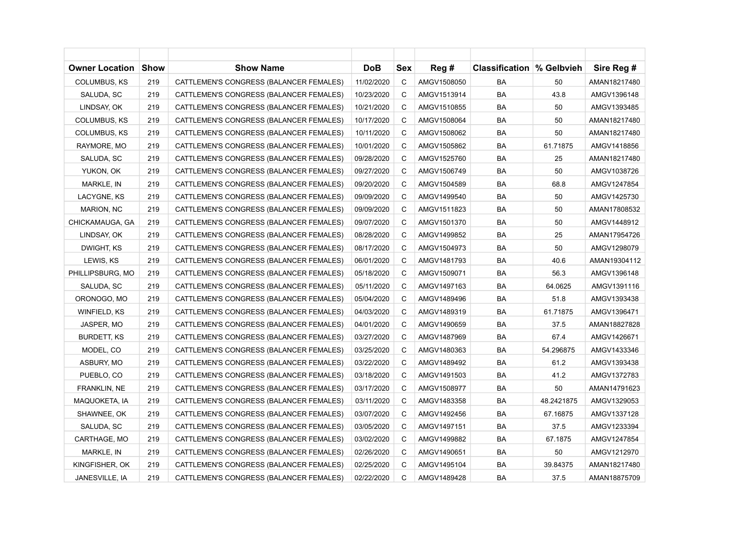| Owner Location | Show | Show Name | DoB | Sex | Reg # | Classification | % Gelbvieh | Sire Reg # |
|---|---|---|---|---|---|---|---|---|
| COLUMBUS, KS | 219 | CATTLEMEN'S CONGRESS (BALANCER FEMALES) | 11/02/2020 | C | AMGV1508050 | BA | 50 | AMAN18217480 |
| SALUDA, SC | 219 | CATTLEMEN'S CONGRESS (BALANCER FEMALES) | 10/23/2020 | C | AMGV1513914 | BA | 43.8 | AMGV1396148 |
| LINDSAY, OK | 219 | CATTLEMEN'S CONGRESS (BALANCER FEMALES) | 10/21/2020 | C | AMGV1510855 | BA | 50 | AMGV1393485 |
| COLUMBUS, KS | 219 | CATTLEMEN'S CONGRESS (BALANCER FEMALES) | 10/17/2020 | C | AMGV1508064 | BA | 50 | AMAN18217480 |
| COLUMBUS, KS | 219 | CATTLEMEN'S CONGRESS (BALANCER FEMALES) | 10/11/2020 | C | AMGV1508062 | BA | 50 | AMAN18217480 |
| RAYMORE, MO | 219 | CATTLEMEN'S CONGRESS (BALANCER FEMALES) | 10/01/2020 | C | AMGV1505862 | BA | 61.71875 | AMGV1418856 |
| SALUDA, SC | 219 | CATTLEMEN'S CONGRESS (BALANCER FEMALES) | 09/28/2020 | C | AMGV1525760 | BA | 25 | AMAN18217480 |
| YUKON, OK | 219 | CATTLEMEN'S CONGRESS (BALANCER FEMALES) | 09/27/2020 | C | AMGV1506749 | BA | 50 | AMGV1038726 |
| MARKLE, IN | 219 | CATTLEMEN'S CONGRESS (BALANCER FEMALES) | 09/20/2020 | C | AMGV1504589 | BA | 68.8 | AMGV1247854 |
| LACYGNE, KS | 219 | CATTLEMEN'S CONGRESS (BALANCER FEMALES) | 09/09/2020 | C | AMGV1499540 | BA | 50 | AMGV1425730 |
| MARION, NC | 219 | CATTLEMEN'S CONGRESS (BALANCER FEMALES) | 09/09/2020 | C | AMGV1511823 | BA | 50 | AMAN17808532 |
| CHICKAMAUGA, GA | 219 | CATTLEMEN'S CONGRESS (BALANCER FEMALES) | 09/07/2020 | C | AMGV1501370 | BA | 50 | AMGV1448912 |
| LINDSAY, OK | 219 | CATTLEMEN'S CONGRESS (BALANCER FEMALES) | 08/28/2020 | C | AMGV1499852 | BA | 25 | AMAN17954726 |
| DWIGHT, KS | 219 | CATTLEMEN'S CONGRESS (BALANCER FEMALES) | 08/17/2020 | C | AMGV1504973 | BA | 50 | AMGV1298079 |
| LEWIS, KS | 219 | CATTLEMEN'S CONGRESS (BALANCER FEMALES) | 06/01/2020 | C | AMGV1481793 | BA | 40.6 | AMAN19304112 |
| PHILLIPSBURG, MO | 219 | CATTLEMEN'S CONGRESS (BALANCER FEMALES) | 05/18/2020 | C | AMGV1509071 | BA | 56.3 | AMGV1396148 |
| SALUDA, SC | 219 | CATTLEMEN'S CONGRESS (BALANCER FEMALES) | 05/11/2020 | C | AMGV1497163 | BA | 64.0625 | AMGV1391116 |
| ORONOGO, MO | 219 | CATTLEMEN'S CONGRESS (BALANCER FEMALES) | 05/04/2020 | C | AMGV1489496 | BA | 51.8 | AMGV1393438 |
| WINFIELD, KS | 219 | CATTLEMEN'S CONGRESS (BALANCER FEMALES) | 04/03/2020 | C | AMGV1489319 | BA | 61.71875 | AMGV1396471 |
| JASPER, MO | 219 | CATTLEMEN'S CONGRESS (BALANCER FEMALES) | 04/01/2020 | C | AMGV1490659 | BA | 37.5 | AMAN18827828 |
| BURDETT, KS | 219 | CATTLEMEN'S CONGRESS (BALANCER FEMALES) | 03/27/2020 | C | AMGV1487969 | BA | 67.4 | AMGV1426671 |
| MODEL, CO | 219 | CATTLEMEN'S CONGRESS (BALANCER FEMALES) | 03/25/2020 | C | AMGV1480363 | BA | 54.296875 | AMGV1433346 |
| ASBURY, MO | 219 | CATTLEMEN'S CONGRESS (BALANCER FEMALES) | 03/22/2020 | C | AMGV1489492 | BA | 61.2 | AMGV1393438 |
| PUEBLO, CO | 219 | CATTLEMEN'S CONGRESS (BALANCER FEMALES) | 03/18/2020 | C | AMGV1491503 | BA | 41.2 | AMGV1372783 |
| FRANKLIN, NE | 219 | CATTLEMEN'S CONGRESS (BALANCER FEMALES) | 03/17/2020 | C | AMGV1508977 | BA | 50 | AMAN14791623 |
| MAQUOKETA, IA | 219 | CATTLEMEN'S CONGRESS (BALANCER FEMALES) | 03/11/2020 | C | AMGV1483358 | BA | 48.2421875 | AMGV1329053 |
| SHAWNEE, OK | 219 | CATTLEMEN'S CONGRESS (BALANCER FEMALES) | 03/07/2020 | C | AMGV1492456 | BA | 67.16875 | AMGV1337128 |
| SALUDA, SC | 219 | CATTLEMEN'S CONGRESS (BALANCER FEMALES) | 03/05/2020 | C | AMGV1497151 | BA | 37.5 | AMGV1233394 |
| CARTHAGE, MO | 219 | CATTLEMEN'S CONGRESS (BALANCER FEMALES) | 03/02/2020 | C | AMGV1499882 | BA | 67.1875 | AMGV1247854 |
| MARKLE, IN | 219 | CATTLEMEN'S CONGRESS (BALANCER FEMALES) | 02/26/2020 | C | AMGV1490651 | BA | 50 | AMGV1212970 |
| KINGFISHER, OK | 219 | CATTLEMEN'S CONGRESS (BALANCER FEMALES) | 02/25/2020 | C | AMGV1495104 | BA | 39.84375 | AMAN18217480 |
| JANESVILLE, IA | 219 | CATTLEMEN'S CONGRESS (BALANCER FEMALES) | 02/22/2020 | C | AMGV1489428 | BA | 37.5 | AMAN18875709 |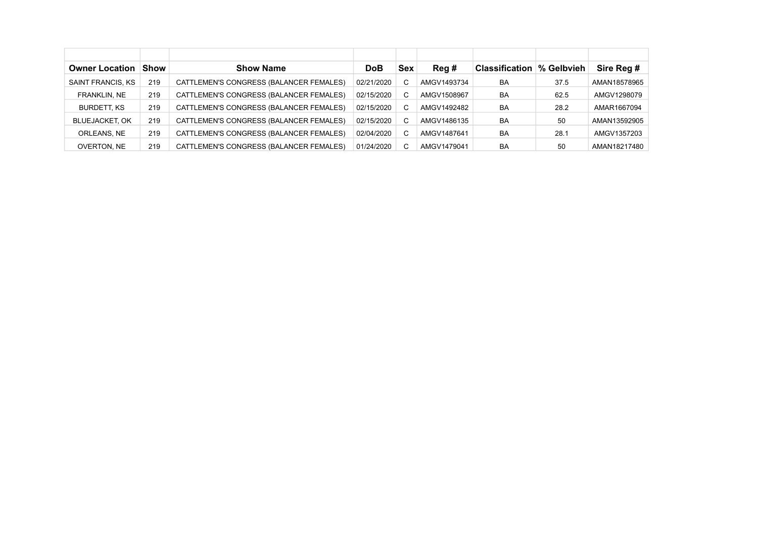| Owner Location | Show | Show Name | DoB | Sex | Reg # | Classification | % Gelbvieh | Sire Reg # |
|---|---|---|---|---|---|---|---|---|
| SAINT FRANCIS, KS | 219 | CATTLEMEN'S CONGRESS (BALANCER FEMALES) | 02/21/2020 | C | AMGV1493734 | BA | 37.5 | AMAN18578965 |
| FRANKLIN, NE | 219 | CATTLEMEN'S CONGRESS (BALANCER FEMALES) | 02/15/2020 | C | AMGV1508967 | BA | 62.5 | AMGV1298079 |
| BURDETT, KS | 219 | CATTLEMEN'S CONGRESS (BALANCER FEMALES) | 02/15/2020 | C | AMGV1492482 | BA | 28.2 | AMAR1667094 |
| BLUEJACKET, OK | 219 | CATTLEMEN'S CONGRESS (BALANCER FEMALES) | 02/15/2020 | C | AMGV1486135 | BA | 50 | AMAN13592905 |
| ORLEANS, NE | 219 | CATTLEMEN'S CONGRESS (BALANCER FEMALES) | 02/04/2020 | C | AMGV1487641 | BA | 28.1 | AMGV1357203 |
| OVERTON, NE | 219 | CATTLEMEN'S CONGRESS (BALANCER FEMALES) | 01/24/2020 | C | AMGV1479041 | BA | 50 | AMAN18217480 |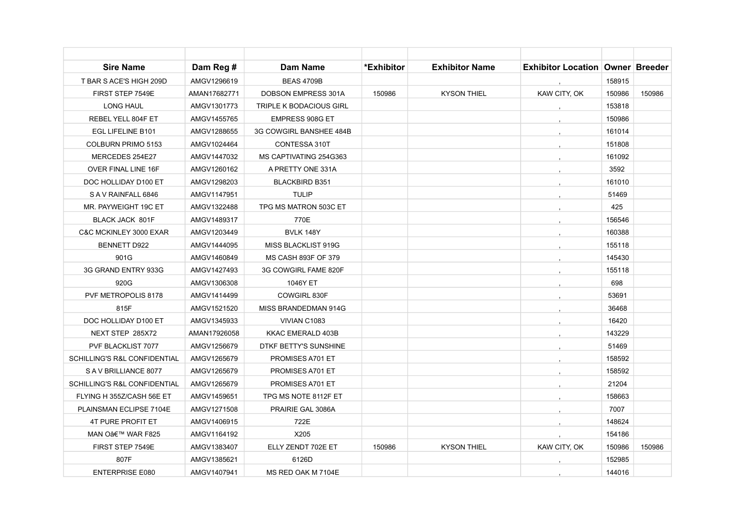| Sire Name | Dam Reg # | Dam Name | *Exhibitor | Exhibitor Name | Exhibitor Location | Owner | Breeder |
|---|---|---|---|---|---|---|---|
| T BAR S ACE'S HIGH 209D | AMGV1296619 | BEAS 4709B | | | , | 158915 | |
| FIRST STEP 7549E | AMAN17682771 | DOBSON EMPRESS 301A | 150986 | KYSON THIEL | KAW CITY, OK | 150986 | 150986 |
| LONG HAUL | AMGV1301773 | TRIPLE K BODACIOUS GIRL | | | , | 153818 | |
| REBEL YELL 804F ET | AMGV1455765 | EMPRESS 908G ET | | | , | 150986 | |
| EGL LIFELINE B101 | AMGV1288655 | 3G COWGIRL BANSHEE 484B | | | , | 161014 | |
| COLBURN PRIMO 5153 | AMGV1024464 | CONTESSA 310T | | | , | 151808 | |
| MERCEDES 254E27 | AMGV1447032 | MS CAPTIVATING 254G363 | | | , | 161092 | |
| OVER FINAL LINE 16F | AMGV1260162 | A PRETTY ONE 331A | | | , | 3592 | |
| DOC HOLLIDAY D100 ET | AMGV1298203 | BLACKBIRD B351 | | | , | 161010 | |
| S A V RAINFALL 6846 | AMGV1147951 | TULIP | | | , | 51469 | |
| MR. PAYWEIGHT 19C ET | AMGV1322488 | TPG MS MATRON 503C ET | | | , | 425 | |
| BLACK JACK 801F | AMGV1489317 | 770E | | | , | 156546 | |
| C&C MCKINLEY 3000 EXAR | AMGV1203449 | BVLK 148Y | | | , | 160388 | |
| BENNETT D922 | AMGV1444095 | MISS BLACKLIST 919G | | | , | 155118 | |
| 901G | AMGV1460849 | MS CASH 893F OF 379 | | | , | 145430 | |
| 3G GRAND ENTRY 933G | AMGV1427493 | 3G COWGIRL FAME 820F | | | , | 155118 | |
| 920G | AMGV1306308 | 1046Y ET | | | , | 698 | |
| PVF METROPOLIS 8178 | AMGV1414499 | COWGIRL 830F | | | , | 53691 | |
| 815F | AMGV1521520 | MISS BRANDEDMAN 914G | | | , | 36468 | |
| DOC HOLLIDAY D100 ET | AMGV1345933 | VIVIAN C1083 | | | , | 16420 | |
| NEXT STEP 285X72 | AMAN17926058 | KKAC EMERALD 403B | | | , | 143229 | |
| PVF BLACKLIST 7077 | AMGV1256679 | DTKF BETTY'S SUNSHINE | | | , | 51469 | |
| SCHILLING'S R&L CONFIDENTIAL | AMGV1265679 | PROMISES A701 ET | | | , | 158592 | |
| S A V BRILLIANCE 8077 | AMGV1265679 | PROMISES A701 ET | | | , | 158592 | |
| SCHILLING'S R&L CONFIDENTIAL | AMGV1265679 | PROMISES A701 ET | | | , | 21204 | |
| FLYING H 355Z/CASH 56E ET | AMGV1459651 | TPG MS NOTE 8112F ET | | | , | 158663 | |
| PLAINSMAN ECLIPSE 7104E | AMGV1271508 | PRAIRIE GAL 3086A | | | , | 7007 | |
| 4T PURE PROFIT ET | AMGV1406915 | 722E | | | , | 148624 | |
| MAN Oâ€™ WAR F825 | AMGV1164192 | X205 | | | , | 154186 | |
| FIRST STEP 7549E | AMGV1383407 | ELLY ZENDT 702E ET | 150986 | KYSON THIEL | KAW CITY, OK | 150986 | 150986 |
| 807F | AMGV1385621 | 6126D | | | , | 152985 | |
| ENTERPRISE E080 | AMGV1407941 | MS RED OAK M 7104E | | | , | 144016 | |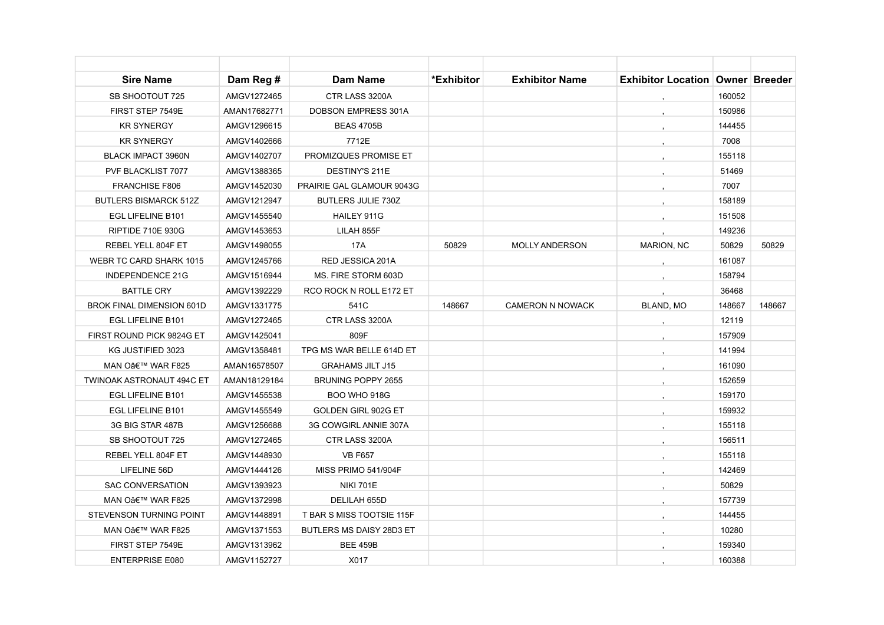| Sire Name | Dam Reg # | Dam Name | *Exhibitor | Exhibitor Name | Exhibitor Location | Owner | Breeder |
|---|---|---|---|---|---|---|---|
| SB SHOOTOUT 725 | AMGV1272465 | CTR LASS 3200A | | | , | 160052 | |
| FIRST STEP 7549E | AMAN17682771 | DOBSON EMPRESS 301A | | | , | 150986 | |
| KR SYNERGY | AMGV1296615 | BEAS 4705B | | | , | 144455 | |
| KR SYNERGY | AMGV1402666 | 7712E | | | , | 7008 | |
| BLACK IMPACT 3960N | AMGV1402707 | PROMIZQUES PROMISE ET | | | , | 155118 | |
| PVF BLACKLIST 7077 | AMGV1388365 | DESTINY'S 211E | | | , | 51469 | |
| FRANCHISE F806 | AMGV1452030 | PRAIRIE GAL GLAMOUR 9043G | | | , | 7007 | |
| BUTLERS BISMARCK 512Z | AMGV1212947 | BUTLERS JULIE 730Z | | | , | 158189 | |
| EGL LIFELINE B101 | AMGV1455540 | HAILEY 911G | | | , | 151508 | |
| RIPTIDE 710E 930G | AMGV1453653 | LILAH 855F | | | , | 149236 | |
| REBEL YELL 804F ET | AMGV1498055 | 17A | 50829 | MOLLY ANDERSON | MARION, NC | 50829 | 50829 |
| WEBR TC CARD SHARK 1015 | AMGV1245766 | RED JESSICA 201A | | | , | 161087 | |
| INDEPENDENCE 21G | AMGV1516944 | MS. FIRE STORM 603D | | | , | 158794 | |
| BATTLE CRY | AMGV1392229 | RCO ROCK N ROLL E172 ET | | | , | 36468 | |
| BROK FINAL DIMENSION 601D | AMGV1331775 | 541C | 148667 | CAMERON N NOWACK | BLAND, MO | 148667 | 148667 |
| EGL LIFELINE B101 | AMGV1272465 | CTR LASS 3200A | | | , | 12119 | |
| FIRST ROUND PICK 9824G ET | AMGV1425041 | 809F | | | , | 157909 | |
| KG JUSTIFIED 3023 | AMGV1358481 | TPG MS WAR BELLE 614D ET | | | , | 141994 | |
| MAN Oâ€™ WAR F825 | AMAN16578507 | GRAHAMS JILT J15 | | | , | 161090 | |
| TWINOAK ASTRONAUT 494C ET | AMAN18129184 | BRUNING POPPY 2655 | | | , | 152659 | |
| EGL LIFELINE B101 | AMGV1455538 | BOO WHO 918G | | | , | 159170 | |
| EGL LIFELINE B101 | AMGV1455549 | GOLDEN GIRL 902G ET | | | , | 159932 | |
| 3G BIG STAR 487B | AMGV1256688 | 3G COWGIRL ANNIE 307A | | | , | 155118 | |
| SB SHOOTOUT 725 | AMGV1272465 | CTR LASS 3200A | | | , | 156511 | |
| REBEL YELL 804F ET | AMGV1448930 | VB F657 | | | , | 155118 | |
| LIFELINE 56D | AMGV1444126 | MISS PRIMO 541/904F | | | , | 142469 | |
| SAC CONVERSATION | AMGV1393923 | NIKI 701E | | | , | 50829 | |
| MAN Oâ€™ WAR F825 | AMGV1372998 | DELILAH 655D | | | , | 157739 | |
| STEVENSON TURNING POINT | AMGV1448891 | T BAR S MISS TOOTSIE 115F | | | , | 144455 | |
| MAN Oâ€™ WAR F825 | AMGV1371553 | BUTLERS MS DAISY 28D3 ET | | | , | 10280 | |
| FIRST STEP 7549E | AMGV1313962 | BEE 459B | | | , | 159340 | |
| ENTERPRISE E080 | AMGV1152727 | X017 | | | , | 160388 | |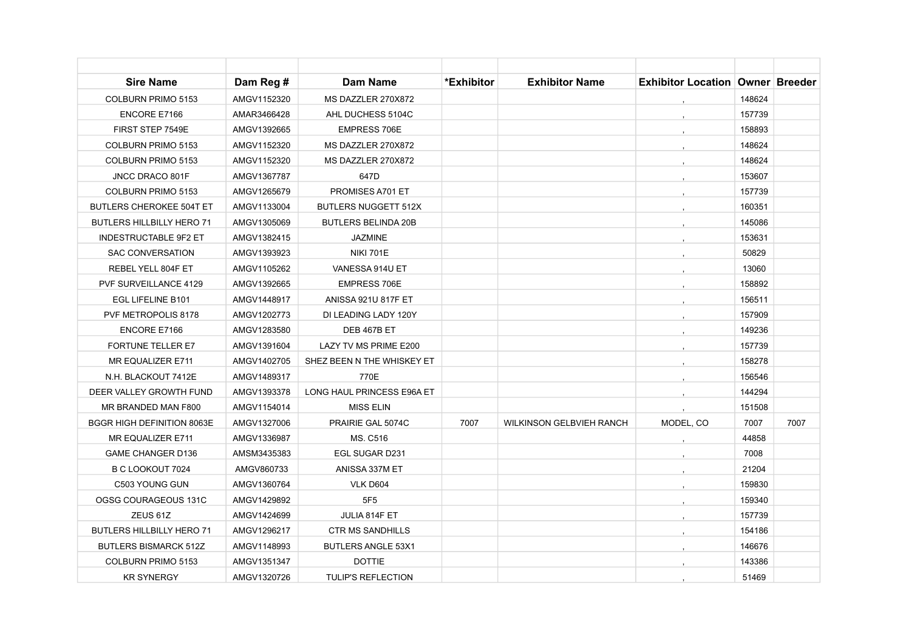| Sire Name | Dam Reg # | Dam Name | *Exhibitor | Exhibitor Name | Exhibitor Location | Owner | Breeder |
|---|---|---|---|---|---|---|---|
| COLBURN PRIMO 5153 | AMGV1152320 | MS DAZZLER 270X872 | | | , | 148624 | |
| ENCORE E7166 | AMAR3466428 | AHL DUCHESS 5104C | | | , | 157739 | |
| FIRST STEP 7549E | AMGV1392665 | EMPRESS 706E | | | , | 158893 | |
| COLBURN PRIMO 5153 | AMGV1152320 | MS DAZZLER 270X872 | | | , | 148624 | |
| COLBURN PRIMO 5153 | AMGV1152320 | MS DAZZLER 270X872 | | | , | 148624 | |
| JNCC DRACO 801F | AMGV1367787 | 647D | | | , | 153607 | |
| COLBURN PRIMO 5153 | AMGV1265679 | PROMISES A701 ET | | | , | 157739 | |
| BUTLERS CHEROKEE 504T ET | AMGV1133004 | BUTLERS NUGGETT 512X | | | , | 160351 | |
| BUTLERS HILLBILLY HERO 71 | AMGV1305069 | BUTLERS BELINDA 20B | | | , | 145086 | |
| INDESTRUCTABLE 9F2 ET | AMGV1382415 | JAZMINE | | | , | 153631 | |
| SAC CONVERSATION | AMGV1393923 | NIKI 701E | | | , | 50829 | |
| REBEL YELL 804F ET | AMGV1105262 | VANESSA 914U ET | | | , | 13060 | |
| PVF SURVEILLANCE 4129 | AMGV1392665 | EMPRESS 706E | | | , | 158892 | |
| EGL LIFELINE B101 | AMGV1448917 | ANISSA 921U 817F ET | | | , | 156511 | |
| PVF METROPOLIS 8178 | AMGV1202773 | DI LEADING LADY 120Y | | | , | 157909 | |
| ENCORE E7166 | AMGV1283580 | DEB 467B ET | | | , | 149236 | |
| FORTUNE TELLER E7 | AMGV1391604 | LAZY TV MS PRIME E200 | | | , | 157739 | |
| MR EQUALIZER E711 | AMGV1402705 | SHEZ BEEN N THE WHISKEY ET | | | , | 158278 | |
| N.H. BLACKOUT 7412E | AMGV1489317 | 770E | | | , | 156546 | |
| DEER VALLEY GROWTH FUND | AMGV1393378 | LONG HAUL PRINCESS E96A ET | | | , | 144294 | |
| MR BRANDED MAN F800 | AMGV1154014 | MISS ELIN | | | , | 151508 | |
| BGGR HIGH DEFINITION 8063E | AMGV1327006 | PRAIRIE GAL 5074C | 7007 | WILKINSON GELBVIEH RANCH | MODEL, CO | 7007 | 7007 |
| MR EQUALIZER E711 | AMGV1336987 | MS. C516 | | | , | 44858 | |
| GAME CHANGER D136 | AMSM3435383 | EGL SUGAR D231 | | | , | 7008 | |
| B C LOOKOUT 7024 | AMGV860733 | ANISSA 337M ET | | | , | 21204 | |
| C503 YOUNG GUN | AMGV1360764 | VLK D604 | | | , | 159830 | |
| OGSG COURAGEOUS 131C | AMGV1429892 | 5F5 | | | , | 159340 | |
| ZEUS 61Z | AMGV1424699 | JULIA 814F ET | | | , | 157739 | |
| BUTLERS HILLBILLY HERO 71 | AMGV1296217 | CTR MS SANDHILLS | | | , | 154186 | |
| BUTLERS BISMARCK 512Z | AMGV1148993 | BUTLERS ANGLE 53X1 | | | , | 146676 | |
| COLBURN PRIMO 5153 | AMGV1351347 | DOTTIE | | | , | 143386 | |
| KR SYNERGY | AMGV1320726 | TULIP'S REFLECTION | | | , | 51469 | |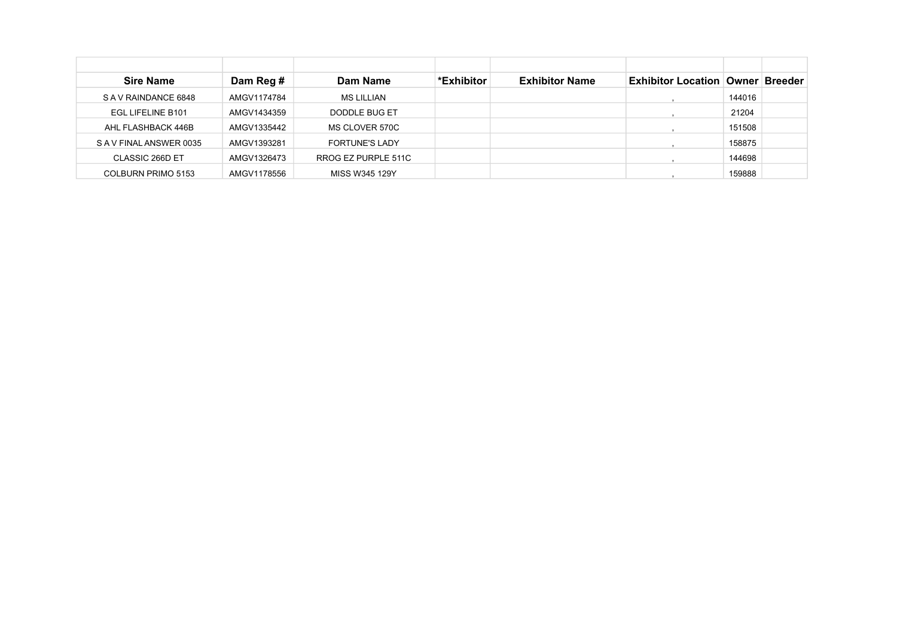| Sire Name | Dam Reg # | Dam Name | *Exhibitor | Exhibitor Name | Exhibitor Location | Owner | Breeder |
|---|---|---|---|---|---|---|---|
| S A V RAINDANCE 6848 | AMGV1174784 | MS LILLIAN | | | , | 144016 | |
| EGL LIFELINE B101 | AMGV1434359 | DODDLE BUG ET | | | , | 21204 | |
| AHL FLASHBACK 446B | AMGV1335442 | MS CLOVER 570C | | | , | 151508 | |
| S A V FINAL ANSWER 0035 | AMGV1393281 | FORTUNE'S LADY | | | , | 158875 | |
| CLASSIC 266D ET | AMGV1326473 | RROG EZ PURPLE 511C | | | , | 144698 | |
| COLBURN PRIMO 5153 | AMGV1178556 | MISS W345 129Y | | | , | 159888 | |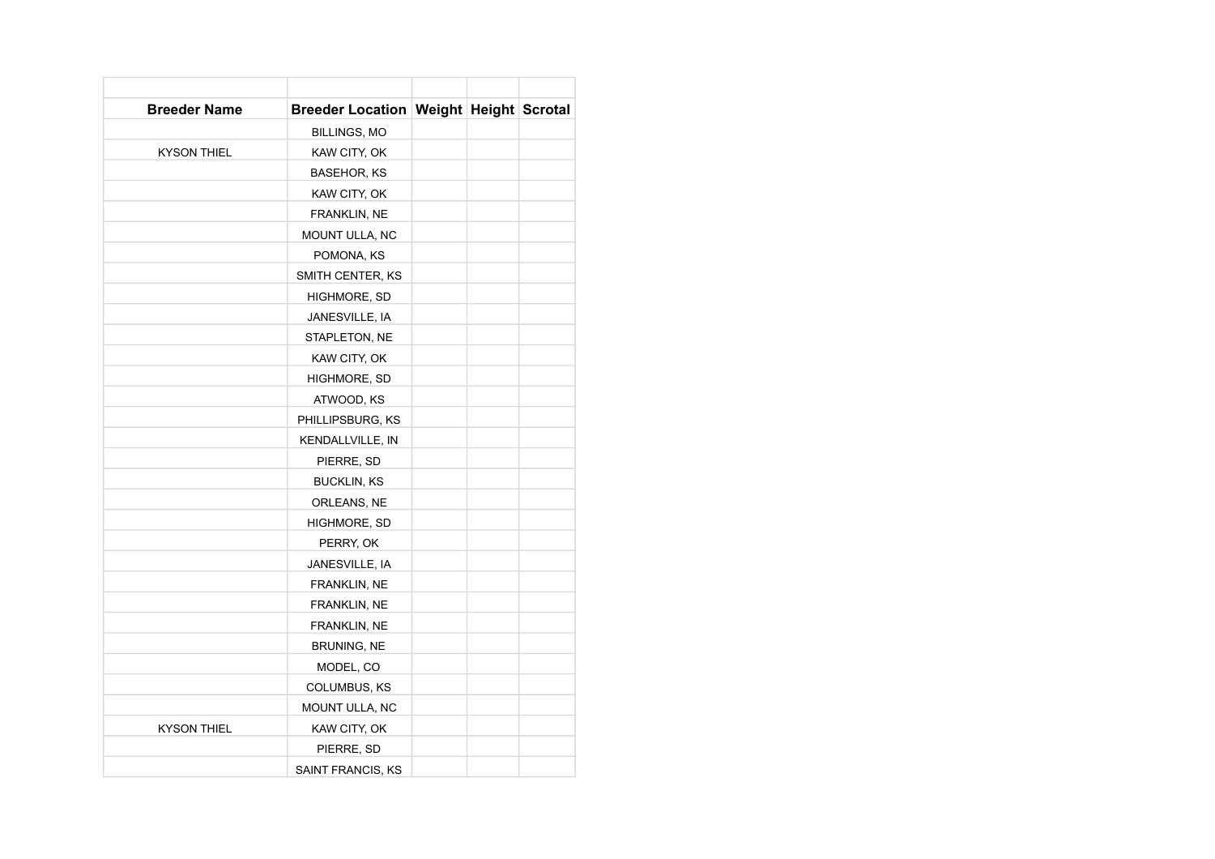| Breeder Name | Breeder Location | Weight | Height | Scrotal |
|---|---|---|---|---|
| | BILLINGS, MO | | | |
| KYSON THIEL | KAW CITY, OK | | | |
| | BASEHOR, KS | | | |
| | KAW CITY, OK | | | |
| | FRANKLIN, NE | | | |
| | MOUNT ULLA, NC | | | |
| | POMONA, KS | | | |
| | SMITH CENTER, KS | | | |
| | HIGHMORE, SD | | | |
| | JANESVILLE, IA | | | |
| | STAPLETON, NE | | | |
| | KAW CITY, OK | | | |
| | HIGHMORE, SD | | | |
| | ATWOOD, KS | | | |
| | PHILLIPSBURG, KS | | | |
| | KENDALLVILLE, IN | | | |
| | PIERRE, SD | | | |
| | BUCKLIN, KS | | | |
| | ORLEANS, NE | | | |
| | HIGHMORE, SD | | | |
| | PERRY, OK | | | |
| | JANESVILLE, IA | | | |
| | FRANKLIN, NE | | | |
| | FRANKLIN, NE | | | |
| | FRANKLIN, NE | | | |
| | BRUNING, NE | | | |
| | MODEL, CO | | | |
| | COLUMBUS, KS | | | |
| | MOUNT ULLA, NC | | | |
| KYSON THIEL | KAW CITY, OK | | | |
| | PIERRE, SD | | | |
| | SAINT FRANCIS, KS | | | |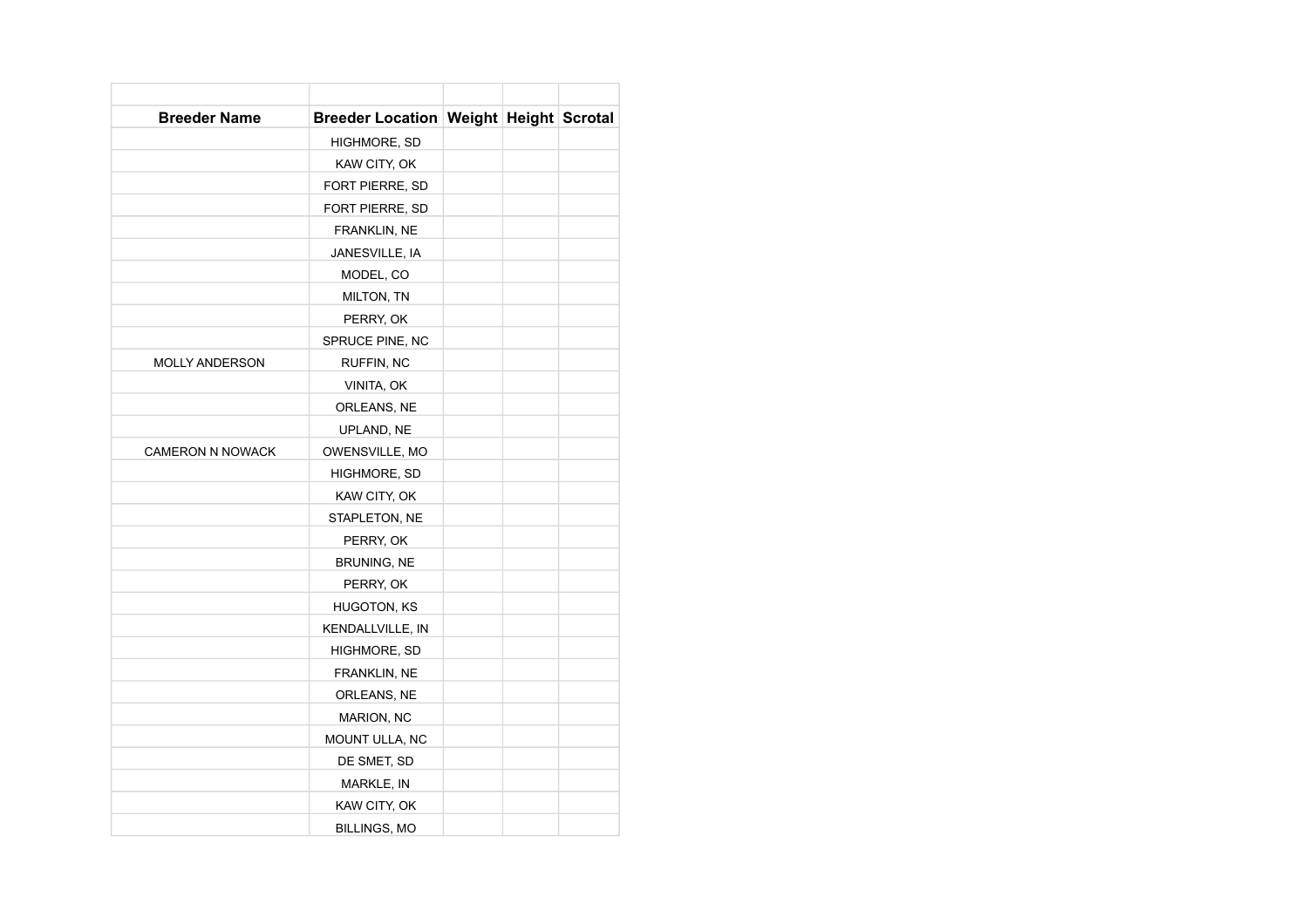| Breeder Name | Breeder Location | Weight | Height | Scrotal |
|---|---|---|---|---|
| | HIGHMORE, SD | | | |
| | KAW CITY, OK | | | |
| | FORT PIERRE, SD | | | |
| | FORT PIERRE, SD | | | |
| | FRANKLIN, NE | | | |
| | JANESVILLE, IA | | | |
| | MODEL, CO | | | |
| | MILTON, TN | | | |
| | PERRY, OK | | | |
| | SPRUCE PINE, NC | | | |
| MOLLY ANDERSON | RUFFIN, NC | | | |
| | VINITA, OK | | | |
| | ORLEANS, NE | | | |
| | UPLAND, NE | | | |
| CAMERON N NOWACK | OWENSVILLE, MO | | | |
| | HIGHMORE, SD | | | |
| | KAW CITY, OK | | | |
| | STAPLETON, NE | | | |
| | PERRY, OK | | | |
| | BRUNING, NE | | | |
| | PERRY, OK | | | |
| | HUGOTON, KS | | | |
| | KENDALLVILLE, IN | | | |
| | HIGHMORE, SD | | | |
| | FRANKLIN, NE | | | |
| | ORLEANS, NE | | | |
| | MARION, NC | | | |
| | MOUNT ULLA, NC | | | |
| | DE SMET, SD | | | |
| | MARKLE, IN | | | |
| | KAW CITY, OK | | | |
| | BILLINGS, MO | | | |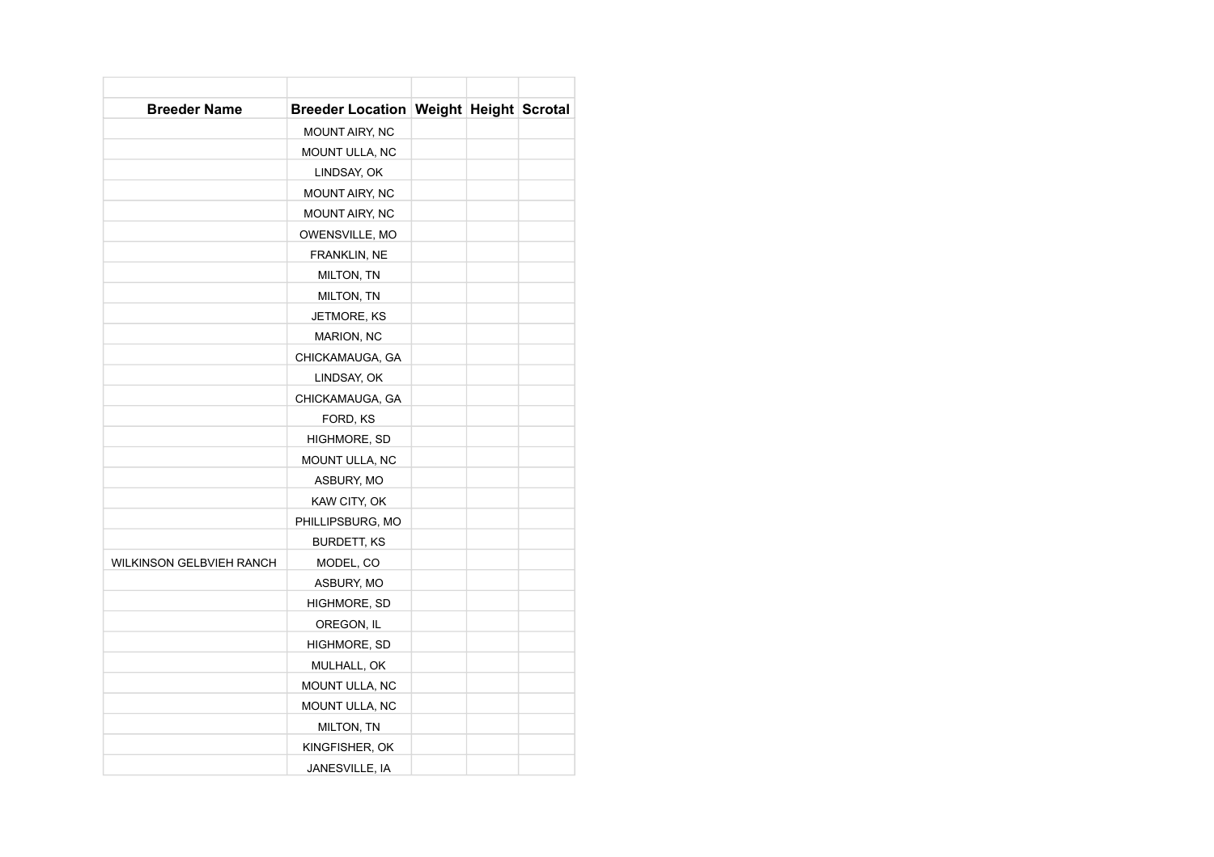| Breeder Name | Breeder Location | Weight | Height | Scrotal |
|---|---|---|---|---|
| | MOUNT AIRY, NC | | | |
| | MOUNT ULLA, NC | | | |
| | LINDSAY, OK | | | |
| | MOUNT AIRY, NC | | | |
| | MOUNT AIRY, NC | | | |
| | OWENSVILLE, MO | | | |
| | FRANKLIN, NE | | | |
| | MILTON, TN | | | |
| | MILTON, TN | | | |
| | JETMORE, KS | | | |
| | MARION, NC | | | |
| | CHICKAMAUGA, GA | | | |
| | LINDSAY, OK | | | |
| | CHICKAMAUGA, GA | | | |
| | FORD, KS | | | |
| | HIGHMORE, SD | | | |
| | MOUNT ULLA, NC | | | |
| | ASBURY, MO | | | |
| | KAW CITY, OK | | | |
| | PHILLIPSBURG, MO | | | |
| | BURDETT, KS | | | |
| WILKINSON GELBVIEH RANCH | MODEL, CO | | | |
| | ASBURY, MO | | | |
| | HIGHMORE, SD | | | |
| | OREGON, IL | | | |
| | HIGHMORE, SD | | | |
| | MULHALL, OK | | | |
| | MOUNT ULLA, NC | | | |
| | MOUNT ULLA, NC | | | |
| | MILTON, TN | | | |
| | KINGFISHER, OK | | | |
| | JANESVILLE, IA | | | |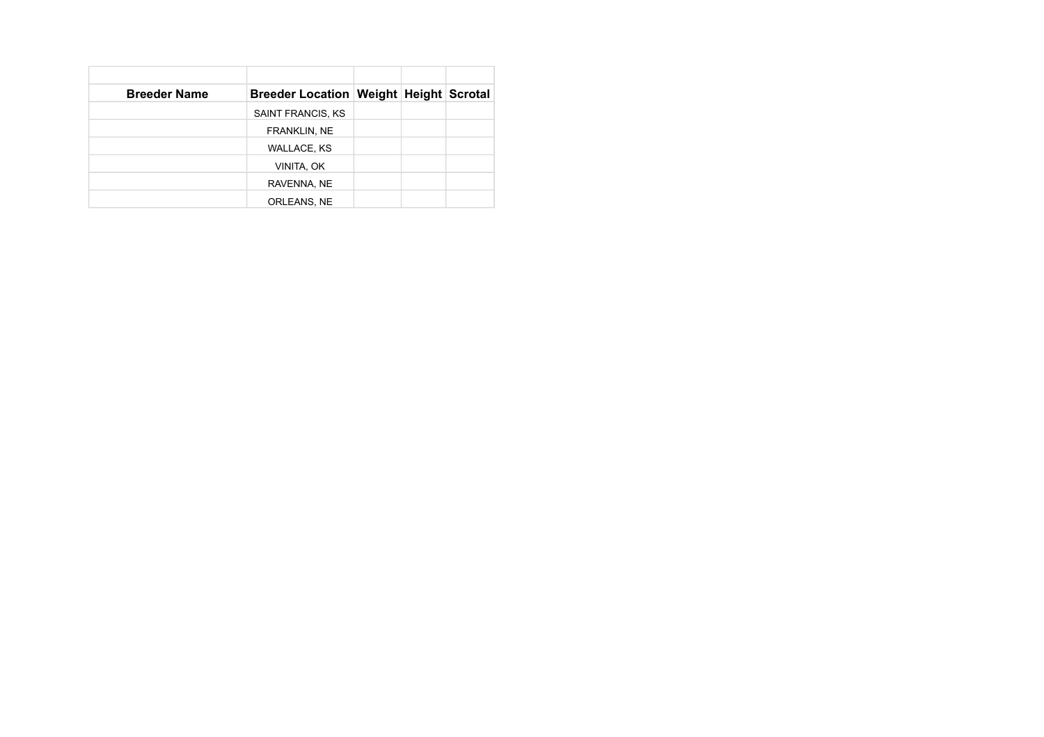| Breeder Name | Breeder Location | Weight | Height | Scrotal |
|---|---|---|---|---|
| | SAINT FRANCIS, KS | | | |
| | FRANKLIN, NE | | | |
| | WALLACE, KS | | | |
| | VINITA, OK | | | |
| | RAVENNA, NE | | | |
| | ORLEANS, NE | | | |